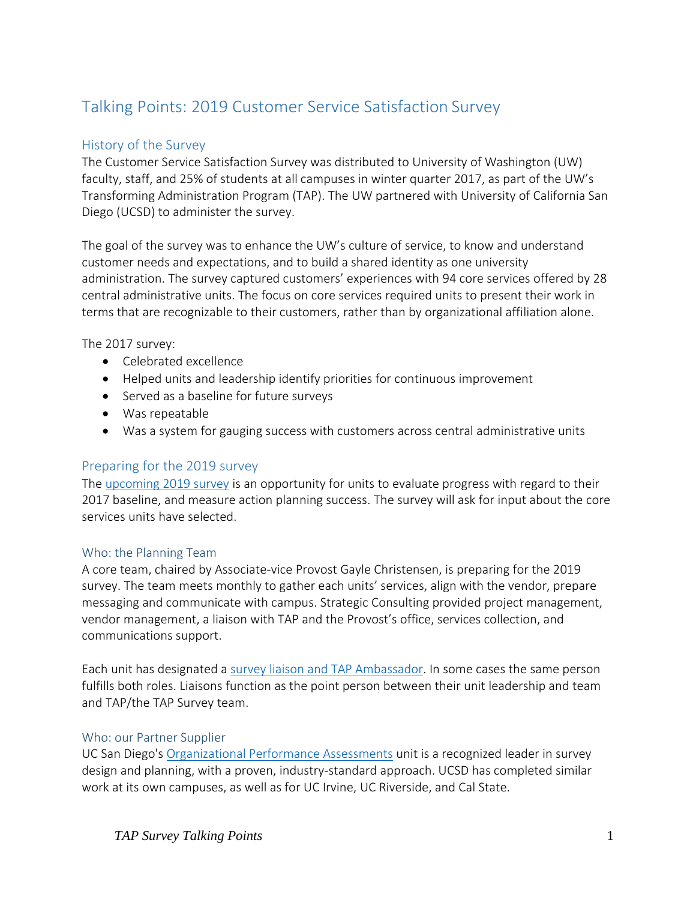# Talking Points: 2019 Customer Service Satisfaction Survey

## History of the Survey

The Customer Service Satisfaction Survey was distributed to University of Washington (UW) faculty, staff, and 25% of students at all campuses in winter quarter 2017, as part of the UW's Transforming Administration Program (TAP). The UW partnered with University of California San Diego (UCSD) to administer the survey.

The goal of the survey was to enhance the UW's culture of service, to know and understand customer needs and expectations, and to build a shared identity as one university administration. The survey captured customers' experiences with 94 core services offered by 28 central administrative units. The focus on core services required units to present their work in terms that are recognizable to their customers, rather than by organizational affiliation alone.

The 2017 survey:

- Celebrated excellence
- Helped units and leadership identify priorities for continuous improvement
- Served as a baseline for future surveys
- Was repeatable
- Was a system for gauging success with customers across central administrative units

## Preparing for the 2019 survey

The upcoming 2019 survey is an opportunity for units to evaluate progress with regard to their 2017 baseline, and measure action planning success. The survey will ask for input about the core services units have selected.

### Who: the Planning Team

A core team, chaired by Associate-vice Provost Gayle Christensen, is preparing for the 2019 survey. The team meets monthly to gather each units' services, align with the vendor, prepare messaging and communicate with campus. Strategic Consulting provided project management, vendor management, a liaison with TAP and the Provost's office, services collection, and communications support.

Each unit has designated a survey liaison and TAP Ambassador. In some cases the same person fulfills both roles. Liaisons function as the point person between their unit leadership and team and TAP/the TAP Survey team.

### Who: our Partner Supplier

UC San Diego's Organizational Performance Assessments unit is a recognized leader in survey design and planning, with a proven, industry-standard approach. UCSD has completed similar work at its own campuses, as well as for UC Irvine, UC Riverside, and Cal State.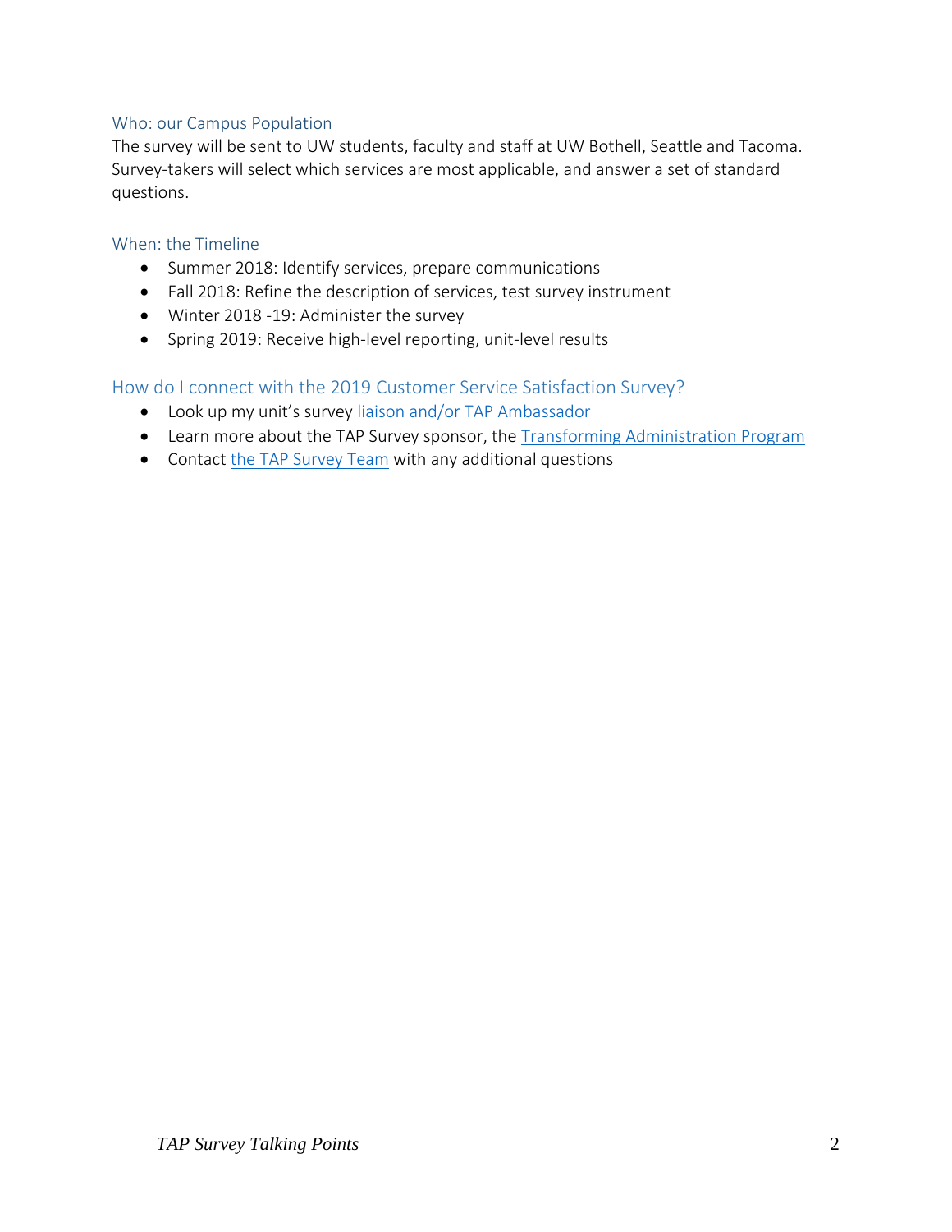### Who: our Campus Population

The survey will be sent to UW students, faculty and staff at UW Bothell, Seattle and Tacoma. Survey-takers will select which services are most applicable, and answer a set of standard questions.

### When: the Timeline

- Summer 2018: Identify services, prepare communications
- Fall 2018: Refine the description of services, test survey instrument
- Winter 2018 -19: Administer the survey
- Spring 2019: Receive high-level reporting, unit-level results

## How do I connect with the 2019 Customer Service Satisfaction Survey?

- Look up my unit's survey liaison and/or TAP Ambassador
- Learn more about the TAP Survey sponsor, the Transforming Administration Program
- Contact the TAP Survey Team with any additional questions